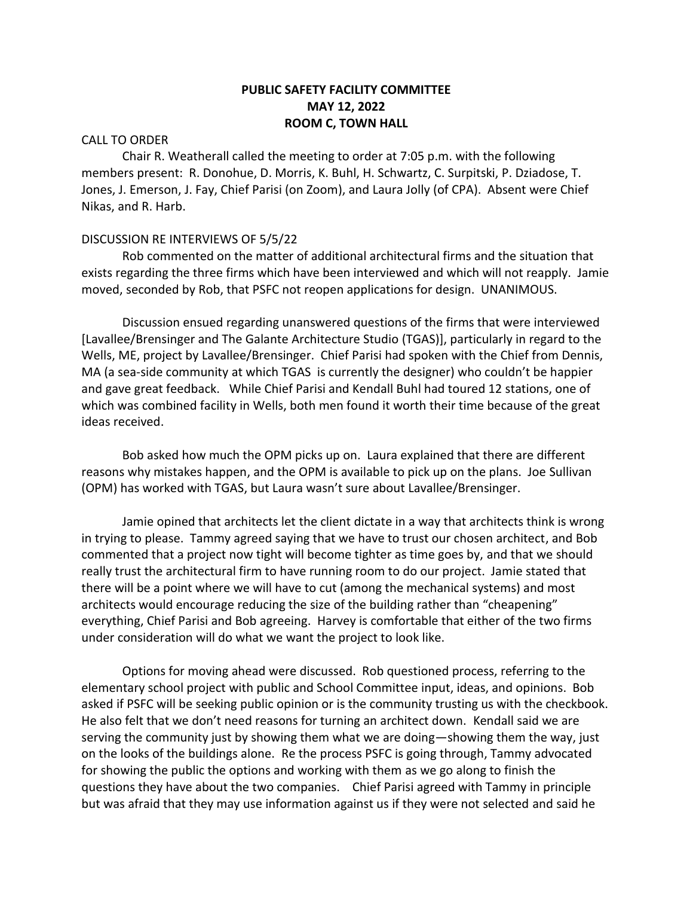**PUBLIC SAFETY FACILITY COMMITTEE**
**MAY 12, 2022**
**ROOM C, TOWN HALL**

CALL TO ORDER

Chair R. Weatherall called the meeting to order at 7:05 p.m. with the following members present: R. Donohue, D. Morris, K. Buhl, H. Schwartz, C. Surpitski, P. Dziadose, T. Jones, J. Emerson, J. Fay, Chief Parisi (on Zoom), and Laura Jolly (of CPA). Absent were Chief Nikas, and R. Harb.

DISCUSSION RE INTERVIEWS OF 5/5/22

Rob commented on the matter of additional architectural firms and the situation that exists regarding the three firms which have been interviewed and which will not reapply. Jamie moved, seconded by Rob, that PSFC not reopen applications for design. UNANIMOUS.

Discussion ensued regarding unanswered questions of the firms that were interviewed [Lavallee/Brensinger and The Galante Architecture Studio (TGAS)], particularly in regard to the Wells, ME, project by Lavallee/Brensinger. Chief Parisi had spoken with the Chief from Dennis, MA (a sea-side community at which TGAS is currently the designer) who couldn't be happier and gave great feedback. While Chief Parisi and Kendall Buhl had toured 12 stations, one of which was combined facility in Wells, both men found it worth their time because of the great ideas received.

Bob asked how much the OPM picks up on. Laura explained that there are different reasons why mistakes happen, and the OPM is available to pick up on the plans. Joe Sullivan (OPM) has worked with TGAS, but Laura wasn't sure about Lavallee/Brensinger.

Jamie opined that architects let the client dictate in a way that architects think is wrong in trying to please. Tammy agreed saying that we have to trust our chosen architect, and Bob commented that a project now tight will become tighter as time goes by, and that we should really trust the architectural firm to have running room to do our project. Jamie stated that there will be a point where we will have to cut (among the mechanical systems) and most architects would encourage reducing the size of the building rather than "cheapening" everything, Chief Parisi and Bob agreeing. Harvey is comfortable that either of the two firms under consideration will do what we want the project to look like.

Options for moving ahead were discussed. Rob questioned process, referring to the elementary school project with public and School Committee input, ideas, and opinions. Bob asked if PSFC will be seeking public opinion or is the community trusting us with the checkbook. He also felt that we don't need reasons for turning an architect down. Kendall said we are serving the community just by showing them what we are doing—showing them the way, just on the looks of the buildings alone. Re the process PSFC is going through, Tammy advocated for showing the public the options and working with them as we go along to finish the questions they have about the two companies. Chief Parisi agreed with Tammy in principle but was afraid that they may use information against us if they were not selected and said he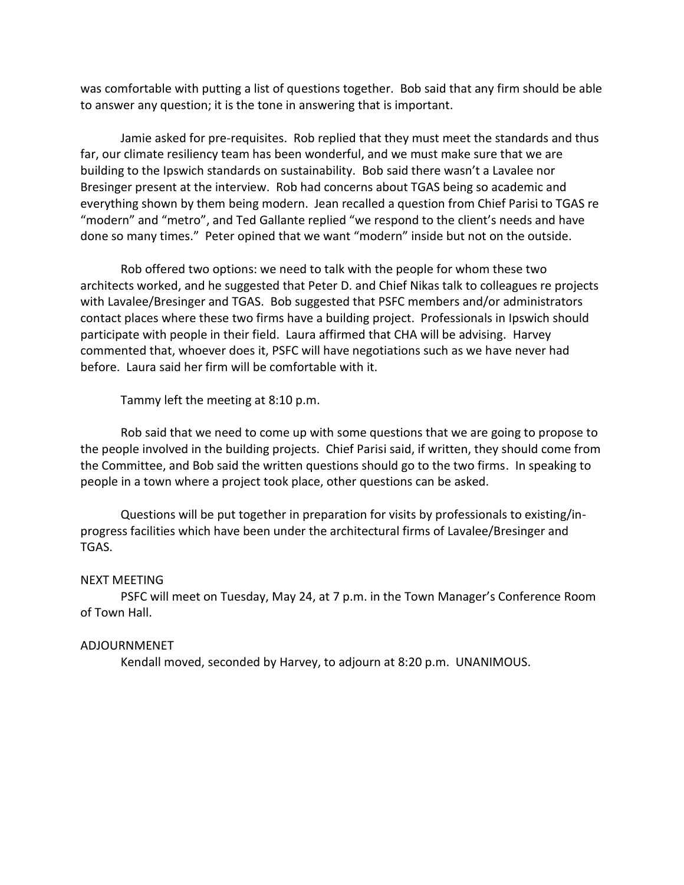was comfortable with putting a list of questions together. Bob said that any firm should be able to answer any question; it is the tone in answering that is important.

Jamie asked for pre-requisites. Rob replied that they must meet the standards and thus far, our climate resiliency team has been wonderful, and we must make sure that we are building to the Ipswich standards on sustainability. Bob said there wasn't a Lavalee nor Bresinger present at the interview. Rob had concerns about TGAS being so academic and everything shown by them being modern. Jean recalled a question from Chief Parisi to TGAS re "modern" and "metro", and Ted Gallante replied "we respond to the client's needs and have done so many times." Peter opined that we want "modern" inside but not on the outside.

Rob offered two options: we need to talk with the people for whom these two architects worked, and he suggested that Peter D. and Chief Nikas talk to colleagues re projects with Lavalee/Bresinger and TGAS. Bob suggested that PSFC members and/or administrators contact places where these two firms have a building project. Professionals in Ipswich should participate with people in their field. Laura affirmed that CHA will be advising. Harvey commented that, whoever does it, PSFC will have negotiations such as we have never had before. Laura said her firm will be comfortable with it.

Tammy left the meeting at 8:10 p.m.

Rob said that we need to come up with some questions that we are going to propose to the people involved in the building projects. Chief Parisi said, if written, they should come from the Committee, and Bob said the written questions should go to the two firms. In speaking to people in a town where a project took place, other questions can be asked.

Questions will be put together in preparation for visits by professionals to existing/in-progress facilities which have been under the architectural firms of Lavalee/Bresinger and TGAS.

NEXT MEETING

PSFC will meet on Tuesday, May 24, at 7 p.m. in the Town Manager's Conference Room of Town Hall.

ADJOURNMENET

Kendall moved, seconded by Harvey, to adjourn at 8:20 p.m. UNANIMOUS.